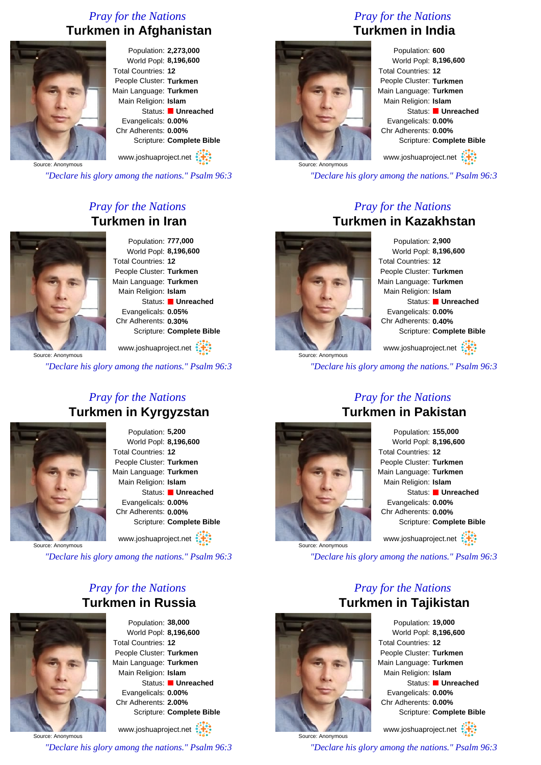## *Pray for the Nations*

# Turkmen in Afghanistan

Source: Anonymous

Population: **2,273,000**
World Popl: **8,196,600**
Total Countries: **12**
People Cluster: **Turkmen**
Main Language: **Turkmen**
Main Religion: **Islam**
Status: **Unreached**
Evangelicals: **0.00%**
Chr Adherents: **0.00%**
Scripture: **Complete Bible**

www.joshuaproject.net

*"Declare his glory among the nations." Psalm 96:3*

## *Pray for the Nations*

# Turkmen in India

Source: Anonymous

Population: **600**
World Popl: **8,196,600**
Total Countries: **12**
People Cluster: **Turkmen**
Main Language: **Turkmen**
Main Religion: **Islam**
Status: **Unreached**
Evangelicals: **0.00%**
Chr Adherents: **0.00%**
Scripture: **Complete Bible**

www.joshuaproject.net

*"Declare his glory among the nations." Psalm 96:3*

## *Pray for the Nations*

# Turkmen in Iran

Source: Anonymous

Population: **777,000**
World Popl: **8,196,600**
Total Countries: **12**
People Cluster: **Turkmen**
Main Language: **Turkmen**
Main Religion: **Islam**
Status: **Unreached**
Evangelicals: **0.05%**
Chr Adherents: **0.30%**
Scripture: **Complete Bible**

www.joshuaproject.net

*"Declare his glory among the nations." Psalm 96:3*

## *Pray for the Nations*

# Turkmen in Kazakhstan

Source: Anonymous

Population: **2,900**
World Popl: **8,196,600**
Total Countries: **12**
People Cluster: **Turkmen**
Main Language: **Turkmen**
Main Religion: **Islam**
Status: **Unreached**
Evangelicals: **0.00%**
Chr Adherents: **0.40%**
Scripture: **Complete Bible**

www.joshuaproject.net

*"Declare his glory among the nations." Psalm 96:3*

## *Pray for the Nations*

# Turkmen in Kyrgyzstan

Source: Anonymous

Population: **5,200**
World Popl: **8,196,600**
Total Countries: **12**
People Cluster: **Turkmen**
Main Language: **Turkmen**
Main Religion: **Islam**
Status: **Unreached**
Evangelicals: **0.00%**
Chr Adherents: **0.00%**
Scripture: **Complete Bible**

www.joshuaproject.net

*"Declare his glory among the nations." Psalm 96:3*

## *Pray for the Nations*

# Turkmen in Pakistan

Source: Anonymous

Population: **155,000**
World Popl: **8,196,600**
Total Countries: **12**
People Cluster: **Turkmen**
Main Language: **Turkmen**
Main Religion: **Islam**
Status: **Unreached**
Evangelicals: **0.00%**
Chr Adherents: **0.00%**
Scripture: **Complete Bible**

www.joshuaproject.net

*"Declare his glory among the nations." Psalm 96:3*

## *Pray for the Nations*

# Turkmen in Russia

Source: Anonymous

Population: **38,000**
World Popl: **8,196,600**
Total Countries: **12**
People Cluster: **Turkmen**
Main Language: **Turkmen**
Main Religion: **Islam**
Status: **Unreached**
Evangelicals: **0.00%**
Chr Adherents: **2.00%**
Scripture: **Complete Bible**

www.joshuaproject.net

*"Declare his glory among the nations." Psalm 96:3*

## *Pray for the Nations*

# Turkmen in Tajikistan

Source: Anonymous

Population: **19,000**
World Popl: **8,196,600**
Total Countries: **12**
People Cluster: **Turkmen**
Main Language: **Turkmen**
Main Religion: **Islam**
Status: **Unreached**
Evangelicals: **0.00%**
Chr Adherents: **0.00%**
Scripture: **Complete Bible**

www.joshuaproject.net

*"Declare his glory among the nations." Psalm 96:3*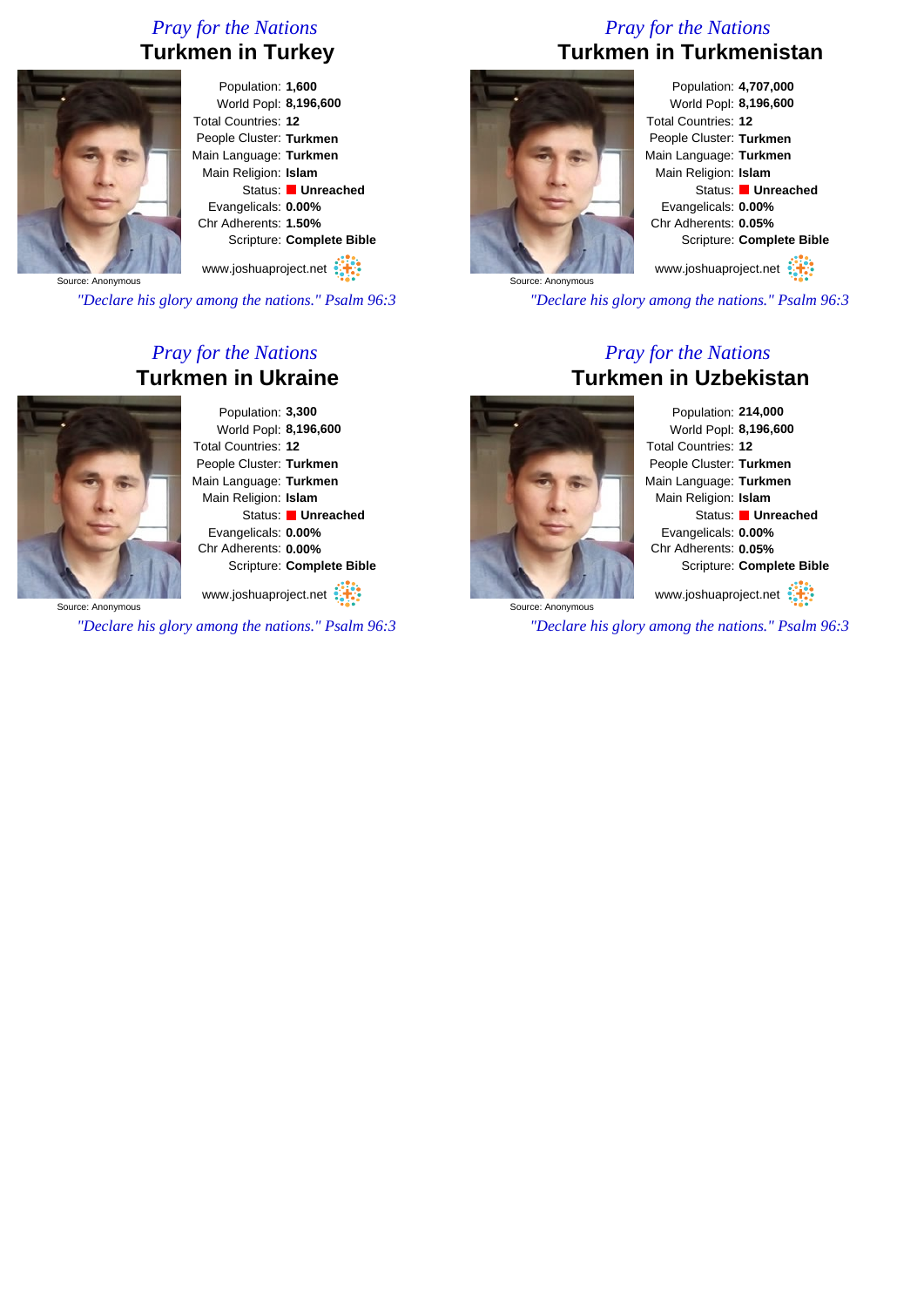*Pray for the Nations*

## Turkmen in Turkey

Population: **1,600**
World Popl: **8,196,600**
Total Countries: **12**
People Cluster: **Turkmen**
Main Language: **Turkmen**
Main Religion: **Islam**
Status: **Unreached**
Evangelicals: **0.00%**
Chr Adherents: **1.50%**
Scripture: **Complete Bible**

Source: Anonymous

www.joshuaproject.net

*"Declare his glory among the nations." Psalm 96:3*

*Pray for the Nations*

## Turkmen in Turkmenistan

Population: **4,707,000**
World Popl: **8,196,600**
Total Countries: **12**
People Cluster: **Turkmen**
Main Language: **Turkmen**
Main Religion: **Islam**
Status: **Unreached**
Evangelicals: **0.00%**
Chr Adherents: **0.05%**
Scripture: **Complete Bible**

Source: Anonymous

www.joshuaproject.net

*"Declare his glory among the nations." Psalm 96:3*

*Pray for the Nations*

## Turkmen in Ukraine

Population: **3,300**
World Popl: **8,196,600**
Total Countries: **12**
People Cluster: **Turkmen**
Main Language: **Turkmen**
Main Religion: **Islam**
Status: **Unreached**
Evangelicals: **0.00%**
Chr Adherents: **0.00%**
Scripture: **Complete Bible**

Source: Anonymous

www.joshuaproject.net

*"Declare his glory among the nations." Psalm 96:3*

*Pray for the Nations*

## Turkmen in Uzbekistan

Population: **214,000**
World Popl: **8,196,600**
Total Countries: **12**
People Cluster: **Turkmen**
Main Language: **Turkmen**
Main Religion: **Islam**
Status: **Unreached**
Evangelicals: **0.00%**
Chr Adherents: **0.05%**
Scripture: **Complete Bible**

Source: Anonymous

www.joshuaproject.net

*"Declare his glory among the nations." Psalm 96:3*